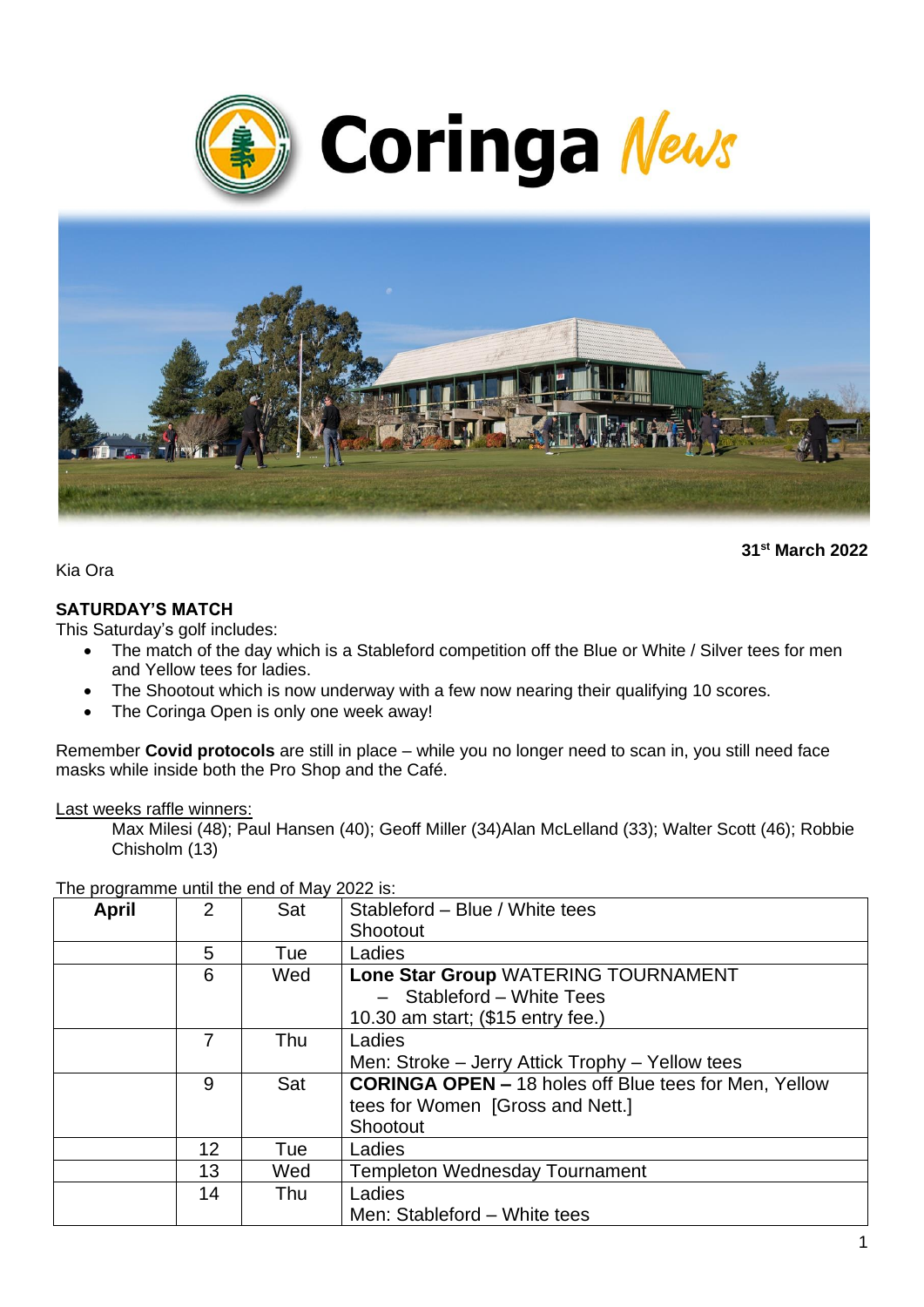# Coringa News

**31st March 2022**

Kia Ora

**SATURDAY'S MATCH**

This Saturday's golf includes:

- The match of the day which is a Stableford competition off the Blue or White / Silver tees for men and Yellow tees for ladies.
- The Shootout which is now underway with a few now nearing their qualifying 10 scores.
- The Coringa Open is only one week away!

Remember **Covid protocols** are still in place – while you no longer need to scan in, you still need face masks while inside both the Pro Shop and the Café.

Last weeks raffle winners:

Max Milesi (48); Paul Hansen (40); Geoff Miller (34)Alan McLelland (33); Walter Scott (46); Robbie Chisholm (13)

The programme until the end of May 2022 is:

| **April** | 2 | Sat | Stableford – Blue / White tees<br>Shootout |
|---|---|---|---|
| | 5 | Tue | Ladies |
| | 6 | Wed | **Lone Star Group** WATERING TOURNAMENT<br>– Stableford – White Tees<br>10.30 am start; ($15 entry fee.) |
| | 7 | Thu | Ladies<br>Men: Stroke – Jerry Attick Trophy – Yellow tees |
| | 9 | Sat | **CORINGA OPEN –** 18 holes off Blue tees for Men, Yellow tees for Women [Gross and Nett.]<br>Shootout |
| | 12 | Tue | Ladies |
| | 13 | Wed | Templeton Wednesday Tournament |
| | 14 | Thu | Ladies<br>Men: Stableford – White tees |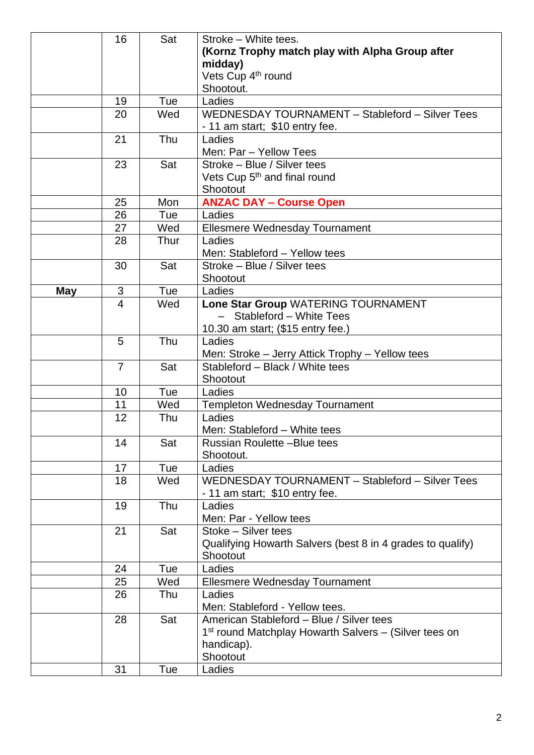| | | | |
|---|---|---|---|
| | 16 | Sat | Stroke – White tees.<br>**(Kornz Trophy match play with Alpha Group after midday)**<br>Vets Cup 4th round<br>Shootout. |
| | 19 | Tue | Ladies |
| | 20 | Wed | WEDNESDAY TOURNAMENT – Stableford – Silver Tees - 11 am start; $10 entry fee. |
| | 21 | Thu | Ladies<br>Men: Par – Yellow Tees |
| | 23 | Sat | Stroke – Blue / Silver tees<br>Vets Cup 5th and final round<br>Shootout |
| | 25 | Mon | **ANZAC DAY – Course Open** |
| | 26 | Tue | Ladies |
| | 27 | Wed | Ellesmere Wednesday Tournament |
| | 28 | Thur | Ladies<br>Men: Stableford – Yellow tees |
| | 30 | Sat | Stroke – Blue / Silver tees<br>Shootout |
| **May** | 3 | Tue | Ladies |
| | 4 | Wed | **Lone Star Group** WATERING TOURNAMENT<br>– Stableford – White Tees<br>10.30 am start; ($15 entry fee.) |
| | 5 | Thu | Ladies<br>Men: Stroke – Jerry Attick Trophy – Yellow tees |
| | 7 | Sat | Stableford – Black / White tees<br>Shootout |
| | 10 | Tue | Ladies |
| | 11 | Wed | Templeton Wednesday Tournament |
| | 12 | Thu | Ladies<br>Men: Stableford – White tees |
| | 14 | Sat | Russian Roulette –Blue tees<br>Shootout. |
| | 17 | Tue | Ladies |
| | 18 | Wed | WEDNESDAY TOURNAMENT – Stableford – Silver Tees - 11 am start; $10 entry fee. |
| | 19 | Thu | Ladies<br>Men: Par - Yellow tees |
| | 21 | Sat | Stoke – Silver tees<br>Qualifying Howarth Salvers (best 8 in 4 grades to qualify)<br>Shootout |
| | 24 | Tue | Ladies |
| | 25 | Wed | Ellesmere Wednesday Tournament |
| | 26 | Thu | Ladies<br>Men: Stableford - Yellow tees. |
| | 28 | Sat | American Stableford – Blue / Silver tees<br>1st round Matchplay Howarth Salvers – (Silver tees on handicap).<br>Shootout |
| | 31 | Tue | Ladies |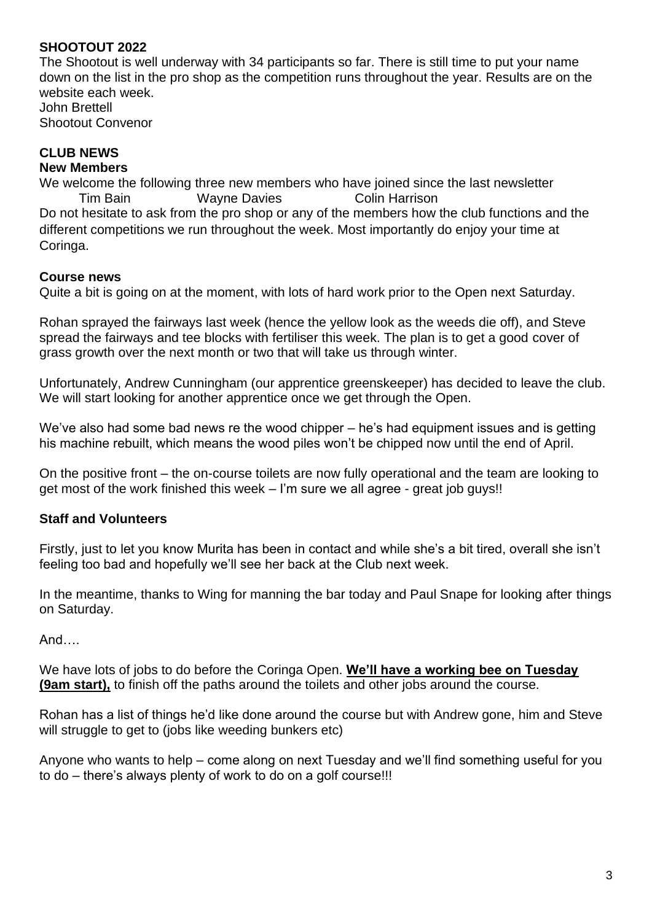**SHOOTOUT 2022**

The Shootout is well underway with 34 participants so far. There is still time to put your name down on the list in the pro shop as the competition runs throughout the year. Results are on the website each week.
John Brettell
Shootout Convenor

**CLUB NEWS**

**New Members**

We welcome the following three new members who have joined since the last newsletter

Tim Bain          Wayne Davies          Colin Harrison

Do not hesitate to ask from the pro shop or any of the members how the club functions and the different competitions we run throughout the week. Most importantly do enjoy your time at Coringa.

**Course news**

Quite a bit is going on at the moment, with lots of hard work prior to the Open next Saturday.

Rohan sprayed the fairways last week (hence the yellow look as the weeds die off), and Steve spread the fairways and tee blocks with fertiliser this week. The plan is to get a good cover of grass growth over the next month or two that will take us through winter.

Unfortunately, Andrew Cunningham (our apprentice greenskeeper) has decided to leave the club. We will start looking for another apprentice once we get through the Open.

We've also had some bad news re the wood chipper – he's had equipment issues and is getting his machine rebuilt, which means the wood piles won't be chipped now until the end of April.

On the positive front – the on-course toilets are now fully operational and the team are looking to get most of the work finished this week – I'm sure we all agree - great job guys!!

**Staff and Volunteers**

Firstly, just to let you know Murita has been in contact and while she's a bit tired, overall she isn't feeling too bad and hopefully we'll see her back at the Club next week.

In the meantime, thanks to Wing for manning the bar today and Paul Snape for looking after things on Saturday.

And….

We have lots of jobs to do before the Coringa Open. **We'll have a working bee on Tuesday (9am start),** to finish off the paths around the toilets and other jobs around the course.

Rohan has a list of things he'd like done around the course but with Andrew gone, him and Steve will struggle to get to (jobs like weeding bunkers etc)

Anyone who wants to help – come along on next Tuesday and we'll find something useful for you to do – there's always plenty of work to do on a golf course!!!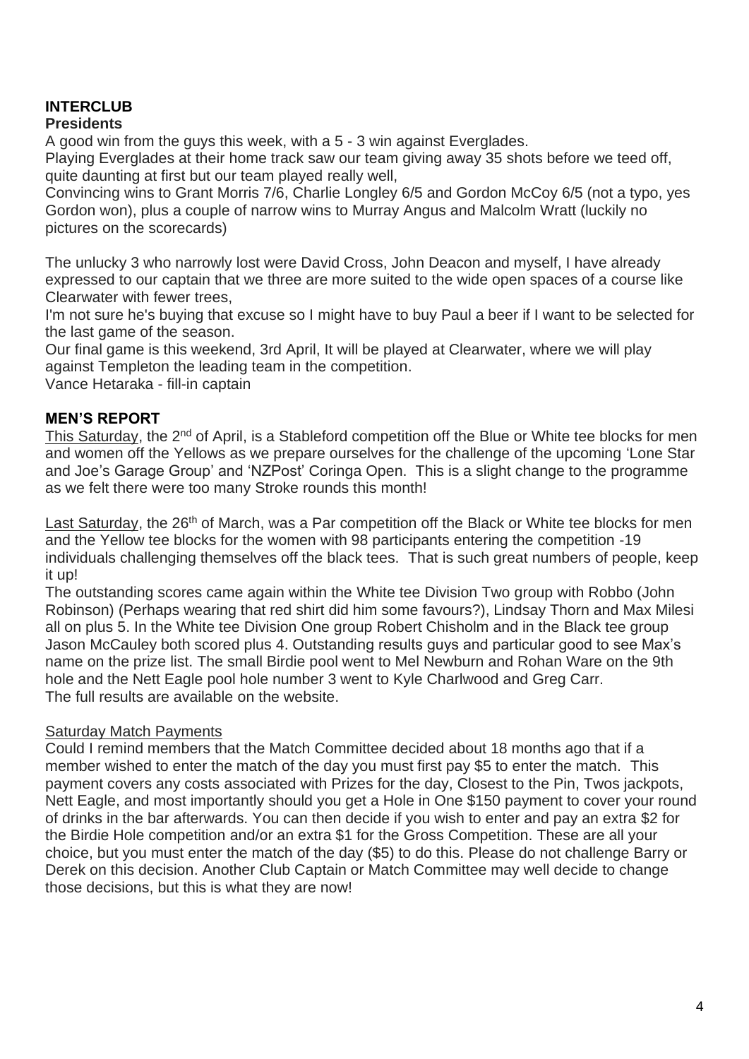## INTERCLUB

### Presidents

A good win from the guys this week, with a 5 - 3 win against Everglades.
Playing Everglades at their home track saw our team giving away 35 shots before we teed off, quite daunting at first but our team played really well,
Convincing wins to Grant Morris 7/6, Charlie Longley 6/5 and Gordon McCoy 6/5 (not a typo, yes Gordon won), plus a couple of narrow wins to Murray Angus and Malcolm Wratt (luckily no pictures on the scorecards)

The unlucky 3 who narrowly lost were David Cross, John Deacon and myself, I have already expressed to our captain that we three are more suited to the wide open spaces of a course like Clearwater with fewer trees,
I'm not sure he's buying that excuse so I might have to buy Paul a beer if I want to be selected for the last game of the season.
Our final game is this weekend, 3rd April, It will be played at Clearwater, where we will play against Templeton the leading team in the competition.
Vance Hetaraka - fill-in captain

## MEN'S REPORT

<u>This Saturday</u>, the 2nd of April, is a Stableford competition off the Blue or White tee blocks for men and women off the Yellows as we prepare ourselves for the challenge of the upcoming 'Lone Star and Joe's Garage Group' and 'NZPost' Coringa Open. This is a slight change to the programme as we felt there were too many Stroke rounds this month!

<u>Last Saturday</u>, the 26th of March, was a Par competition off the Black or White tee blocks for men and the Yellow tee blocks for the women with 98 participants entering the competition -19 individuals challenging themselves off the black tees. That is such great numbers of people, keep it up!
The outstanding scores came again within the White tee Division Two group with Robbo (John Robinson) (Perhaps wearing that red shirt did him some favours?), Lindsay Thorn and Max Milesi all on plus 5. In the White tee Division One group Robert Chisholm and in the Black tee group Jason McCauley both scored plus 4. Outstanding results guys and particular good to see Max's name on the prize list. The small Birdie pool went to Mel Newburn and Rohan Ware on the 9th hole and the Nett Eagle pool hole number 3 went to Kyle Charlwood and Greg Carr.
The full results are available on the website.

<u>Saturday Match Payments</u>

Could I remind members that the Match Committee decided about 18 months ago that if a member wished to enter the match of the day you must first pay $5 to enter the match. This payment covers any costs associated with Prizes for the day, Closest to the Pin, Twos jackpots, Nett Eagle, and most importantly should you get a Hole in One $150 payment to cover your round of drinks in the bar afterwards. You can then decide if you wish to enter and pay an extra $2 for the Birdie Hole competition and/or an extra $1 for the Gross Competition. These are all your choice, but you must enter the match of the day ($5) to do this. Please do not challenge Barry or Derek on this decision. Another Club Captain or Match Committee may well decide to change those decisions, but this is what they are now!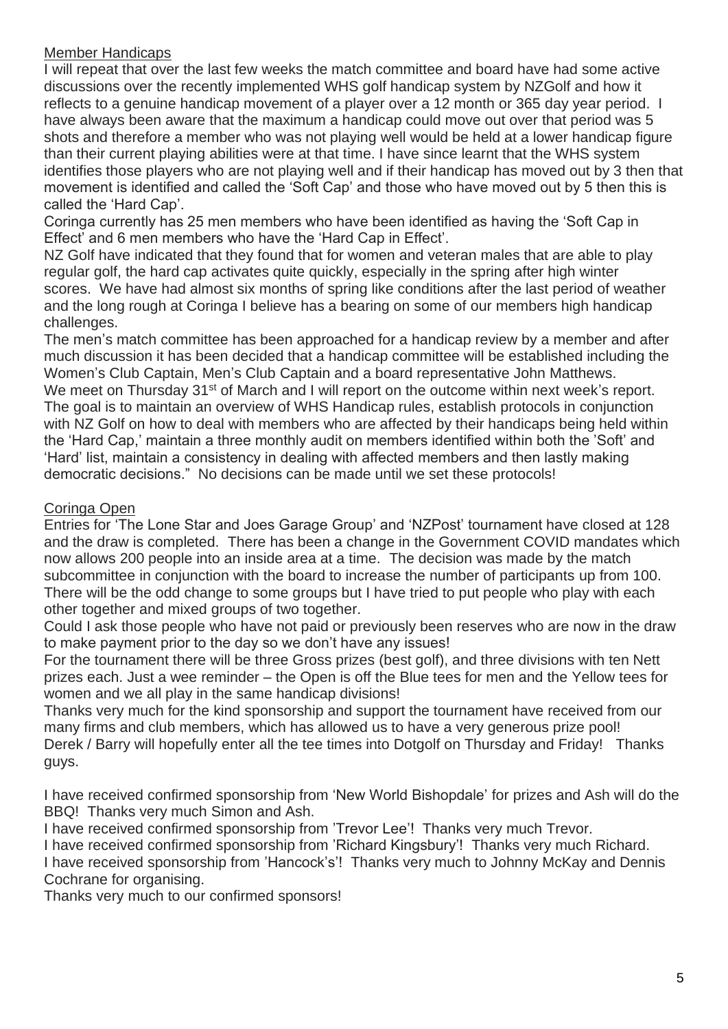## Member Handicaps

I will repeat that over the last few weeks the match committee and board have had some active discussions over the recently implemented WHS golf handicap system by NZGolf and how it reflects to a genuine handicap movement of a player over a 12 month or 365 day year period. I have always been aware that the maximum a handicap could move out over that period was 5 shots and therefore a member who was not playing well would be held at a lower handicap figure than their current playing abilities were at that time. I have since learnt that the WHS system identifies those players who are not playing well and if their handicap has moved out by 3 then that movement is identified and called the 'Soft Cap' and those who have moved out by 5 then this is called the 'Hard Cap'.

Coringa currently has 25 men members who have been identified as having the 'Soft Cap in Effect' and 6 men members who have the 'Hard Cap in Effect'.

NZ Golf have indicated that they found that for women and veteran males that are able to play regular golf, the hard cap activates quite quickly, especially in the spring after high winter scores. We have had almost six months of spring like conditions after the last period of weather and the long rough at Coringa I believe has a bearing on some of our members high handicap challenges.

The men's match committee has been approached for a handicap review by a member and after much discussion it has been decided that a handicap committee will be established including the Women's Club Captain, Men's Club Captain and a board representative John Matthews.

We meet on Thursday 31st of March and I will report on the outcome within next week's report. The goal is to maintain an overview of WHS Handicap rules, establish protocols in conjunction with NZ Golf on how to deal with members who are affected by their handicaps being held within the 'Hard Cap,' maintain a three monthly audit on members identified within both the 'Soft' and 'Hard' list, maintain a consistency in dealing with affected members and then lastly making democratic decisions." No decisions can be made until we set these protocols!

## Coringa Open

Entries for 'The Lone Star and Joes Garage Group' and 'NZPost' tournament have closed at 128 and the draw is completed. There has been a change in the Government COVID mandates which now allows 200 people into an inside area at a time. The decision was made by the match subcommittee in conjunction with the board to increase the number of participants up from 100. There will be the odd change to some groups but I have tried to put people who play with each other together and mixed groups of two together.

Could I ask those people who have not paid or previously been reserves who are now in the draw to make payment prior to the day so we don't have any issues!

For the tournament there will be three Gross prizes (best golf), and three divisions with ten Nett prizes each. Just a wee reminder – the Open is off the Blue tees for men and the Yellow tees for women and we all play in the same handicap divisions!

Thanks very much for the kind sponsorship and support the tournament have received from our many firms and club members, which has allowed us to have a very generous prize pool!

Derek / Barry will hopefully enter all the tee times into Dotgolf on Thursday and Friday! Thanks guys.

I have received confirmed sponsorship from 'New World Bishopdale' for prizes and Ash will do the BBQ! Thanks very much Simon and Ash.

I have received confirmed sponsorship from 'Trevor Lee'! Thanks very much Trevor.

I have received confirmed sponsorship from 'Richard Kingsbury'! Thanks very much Richard.

I have received sponsorship from 'Hancock's'! Thanks very much to Johnny McKay and Dennis Cochrane for organising.

Thanks very much to our confirmed sponsors!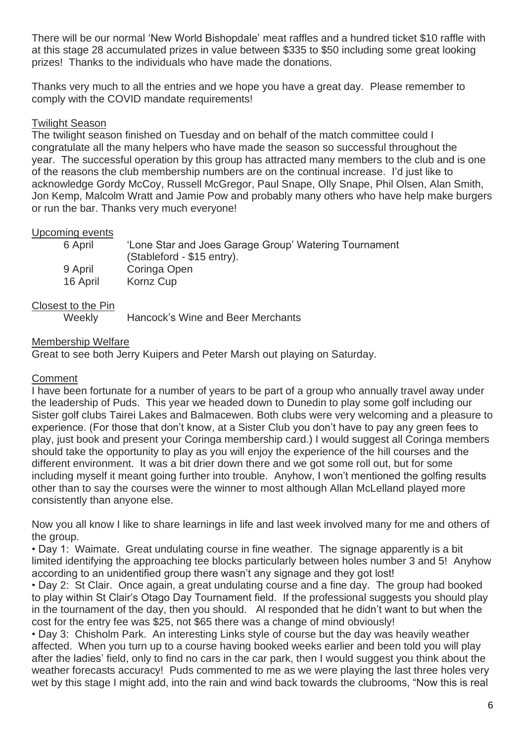There will be our normal 'New World Bishopdale' meat raffles and a hundred ticket $10 raffle with at this stage 28 accumulated prizes in value between $335 to $50 including some great looking prizes! Thanks to the individuals who have made the donations.

Thanks very much to all the entries and we hope you have a great day. Please remember to comply with the COVID mandate requirements!

<u>Twilight Season</u>

The twilight season finished on Tuesday and on behalf of the match committee could I congratulate all the many helpers who have made the season so successful throughout the year. The successful operation by this group has attracted many members to the club and is one of the reasons the club membership numbers are on the continual increase. I'd just like to acknowledge Gordy McCoy, Russell McGregor, Paul Snape, Olly Snape, Phil Olsen, Alan Smith, Jon Kemp, Malcolm Wratt and Jamie Pow and probably many others who have help make burgers or run the bar. Thanks very much everyone!

<u>Upcoming events</u>

| | |
|---|---|
| 6 April | 'Lone Star and Joes Garage Group' Watering Tournament (Stableford - $15 entry). |
| 9 April | Coringa Open |
| 16 April | Kornz Cup |

<u>Closest to the Pin</u>

Weekly Hancock's Wine and Beer Merchants

<u>Membership Welfare</u>

Great to see both Jerry Kuipers and Peter Marsh out playing on Saturday.

<u>Comment</u>

I have been fortunate for a number of years to be part of a group who annually travel away under the leadership of Puds. This year we headed down to Dunedin to play some golf including our Sister golf clubs Tairei Lakes and Balmacewen. Both clubs were very welcoming and a pleasure to experience. (For those that don't know, at a Sister Club you don't have to pay any green fees to play, just book and present your Coringa membership card.) I would suggest all Coringa members should take the opportunity to play as you will enjoy the experience of the hill courses and the different environment. It was a bit drier down there and we got some roll out, but for some including myself it meant going further into trouble. Anyhow, I won't mentioned the golfing results other than to say the courses were the winner to most although Allan McLelland played more consistently than anyone else.

Now you all know I like to share learnings in life and last week involved many for me and others of the group.

- Day 1: Waimate. Great undulating course in fine weather. The signage apparently is a bit limited identifying the approaching tee blocks particularly between holes number 3 and 5! Anyhow according to an unidentified group there wasn't any signage and they got lost!
- Day 2: St Clair. Once again, a great undulating course and a fine day. The group had booked to play within St Clair's Otago Day Tournament field. If the professional suggests you should play in the tournament of the day, then you should. Al responded that he didn't want to but when the cost for the entry fee was $25, not $65 there was a change of mind obviously!
- Day 3: Chisholm Park. An interesting Links style of course but the day was heavily weather affected. When you turn up to a course having booked weeks earlier and been told you will play after the ladies' field, only to find no cars in the car park, then I would suggest you think about the weather forecasts accuracy! Puds commented to me as we were playing the last three holes very wet by this stage I might add, into the rain and wind back towards the clubrooms, "Now this is real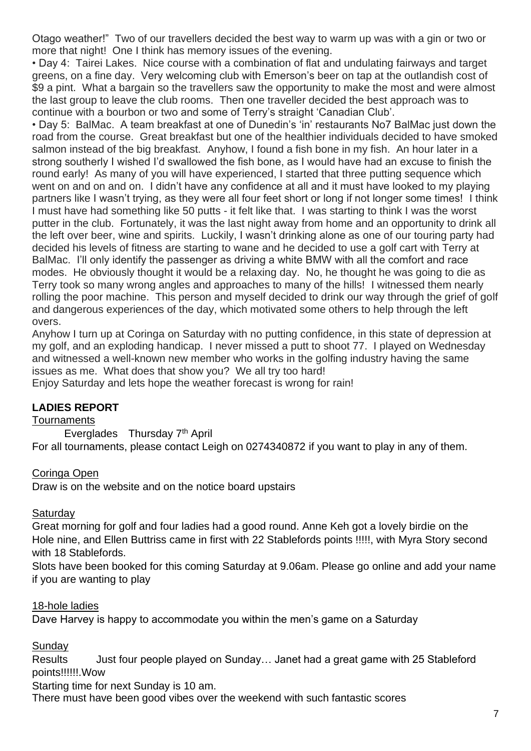Otago weather!" Two of our travellers decided the best way to warm up was with a gin or two or more that night! One I think has memory issues of the evening.

- Day 4: Tairei Lakes. Nice course with a combination of flat and undulating fairways and target greens, on a fine day. Very welcoming club with Emerson's beer on tap at the outlandish cost of $9 a pint. What a bargain so the travellers saw the opportunity to make the most and were almost the last group to leave the club rooms. Then one traveller decided the best approach was to continue with a bourbon or two and some of Terry's straight 'Canadian Club'.
- Day 5: BalMac. A team breakfast at one of Dunedin's 'in' restaurants No7 BalMac just down the road from the course. Great breakfast but one of the healthier individuals decided to have smoked salmon instead of the big breakfast. Anyhow, I found a fish bone in my fish. An hour later in a strong southerly I wished I'd swallowed the fish bone, as I would have had an excuse to finish the round early! As many of you will have experienced, I started that three putting sequence which went on and on and on. I didn't have any confidence at all and it must have looked to my playing partners like I wasn't trying, as they were all four feet short or long if not longer some times! I think I must have had something like 50 putts - it felt like that. I was starting to think I was the worst putter in the club. Fortunately, it was the last night away from home and an opportunity to drink all the left over beer, wine and spirits. Luckily, I wasn't drinking alone as one of our touring party had decided his levels of fitness are starting to wane and he decided to use a golf cart with Terry at BalMac. I'll only identify the passenger as driving a white BMW with all the comfort and race modes. He obviously thought it would be a relaxing day. No, he thought he was going to die as Terry took so many wrong angles and approaches to many of the hills! I witnessed them nearly rolling the poor machine. This person and myself decided to drink our way through the grief of golf and dangerous experiences of the day, which motivated some others to help through the left overs.

Anyhow I turn up at Coringa on Saturday with no putting confidence, in this state of depression at my golf, and an exploding handicap. I never missed a putt to shoot 77. I played on Wednesday and witnessed a well-known new member who works in the golfing industry having the same issues as me. What does that show you? We all try too hard!

Enjoy Saturday and lets hope the weather forecast is wrong for rain!

## LADIES REPORT

Tournaments

Everglades Thursday 7th April

For all tournaments, please contact Leigh on 0274340872 if you want to play in any of them.

Coringa Open

Draw is on the website and on the notice board upstairs

Saturday

Great morning for golf and four ladies had a good round. Anne Keh got a lovely birdie on the Hole nine, and Ellen Buttriss came in first with 22 Stablefords points !!!!!, with Myra Story second with 18 Stablefords.

Slots have been booked for this coming Saturday at 9.06am. Please go online and add your name if you are wanting to play

18-hole ladies

Dave Harvey is happy to accommodate you within the men's game on a Saturday

Sunday

Results Just four people played on Sunday… Janet had a great game with 25 Stableford points!!!!!!.Wow

Starting time for next Sunday is 10 am.

There must have been good vibes over the weekend with such fantastic scores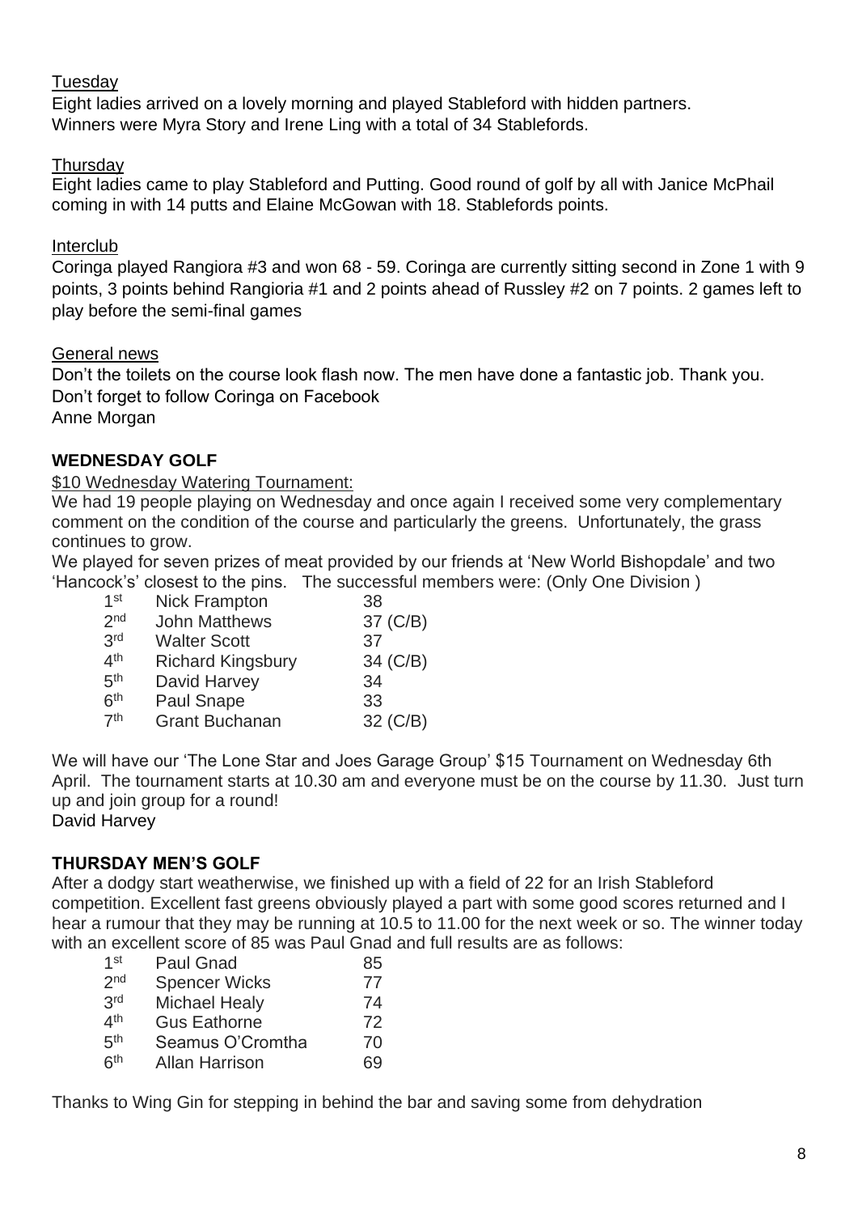Tuesday

Eight ladies arrived on a lovely morning and played Stableford with hidden partners. Winners were Myra Story and Irene Ling with a total of 34 Stablefords.

Thursday

Eight ladies came to play Stableford and Putting. Good round of golf by all with Janice McPhail coming in with 14 putts and Elaine McGowan with 18. Stablefords points.

Interclub

Coringa played Rangiora #3 and won 68 - 59. Coringa are currently sitting second in Zone 1 with 9 points, 3 points behind Rangioria #1 and 2 points ahead of Russley #2 on 7 points. 2 games left to play before the semi-final games

General news

Don't the toilets on the course look flash now. The men have done a fantastic job. Thank you.
Don't forget to follow Coringa on Facebook
Anne Morgan

## WEDNESDAY GOLF

$10 Wednesday Watering Tournament:

We had 19 people playing on Wednesday and once again I received some very complementary comment on the condition of the course and particularly the greens. Unfortunately, the grass continues to grow.

We played for seven prizes of meat provided by our friends at 'New World Bishopdale' and two 'Hancock's' closest to the pins. The successful members were: (Only One Division )

| | | |
|---|---|---|
| 1st | Nick Frampton | 38 |
| 2nd | John Matthews | 37 (C/B) |
| 3rd | Walter Scott | 37 |
| 4th | Richard Kingsbury | 34 (C/B) |
| 5th | David Harvey | 34 |
| 6th | Paul Snape | 33 |
| 7th | Grant Buchanan | 32 (C/B) |

We will have our 'The Lone Star and Joes Garage Group' $15 Tournament on Wednesday 6th April. The tournament starts at 10.30 am and everyone must be on the course by 11.30. Just turn up and join group for a round!
David Harvey

## THURSDAY MEN'S GOLF

After a dodgy start weatherwise, we finished up with a field of 22 for an Irish Stableford competition. Excellent fast greens obviously played a part with some good scores returned and I hear a rumour that they may be running at 10.5 to 11.00 for the next week or so. The winner today with an excellent score of 85 was Paul Gnad and full results are as follows:

| | | |
|---|---|---|
| 1st | Paul Gnad | 85 |
| 2nd | Spencer Wicks | 77 |
| 3rd | Michael Healy | 74 |
| 4th | Gus Eathorne | 72 |
| 5th | Seamus O'Cromtha | 70 |
| 6th | Allan Harrison | 69 |

Thanks to Wing Gin for stepping in behind the bar and saving some from dehydration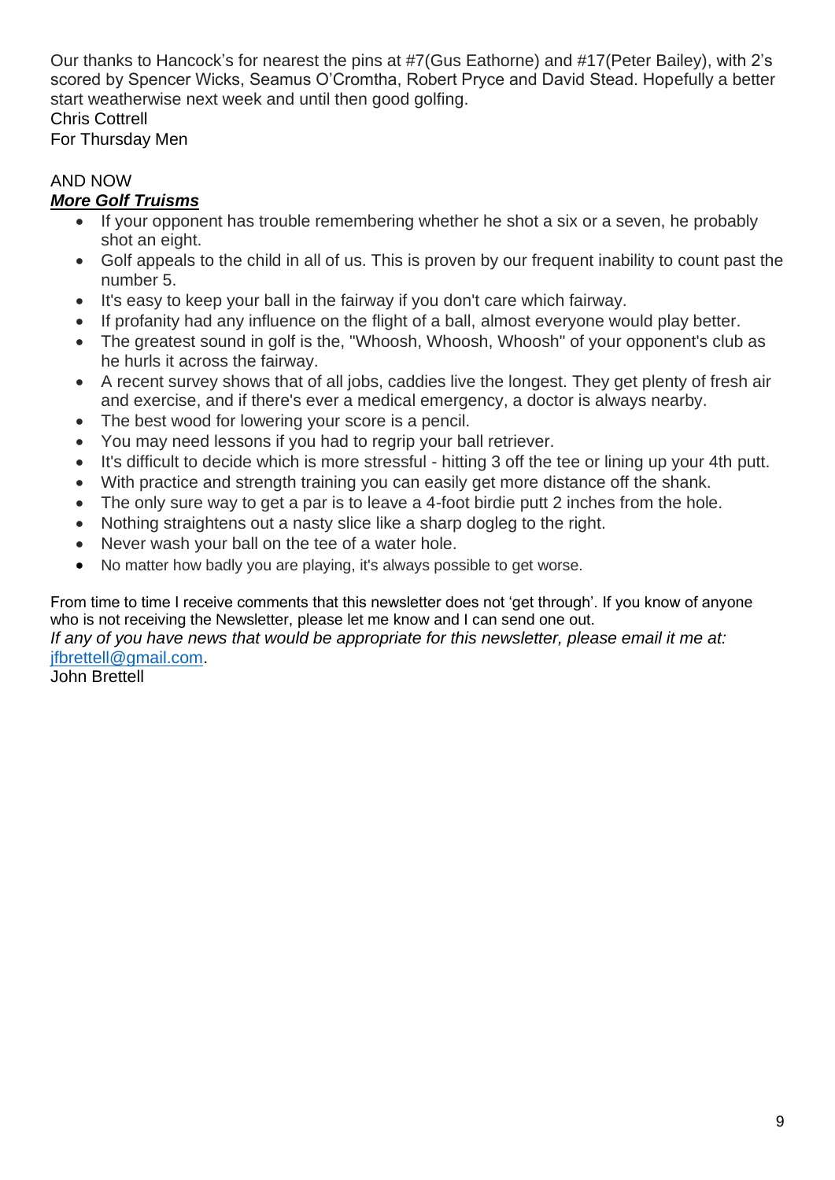Our thanks to Hancock's for nearest the pins at #7(Gus Eathorne) and #17(Peter Bailey), with 2's scored by Spencer Wicks, Seamus O'Cromtha, Robert Pryce and David Stead. Hopefully a better start weatherwise next week and until then good golfing.
Chris Cottrell
For Thursday Men

AND NOW
***More Golf Truisms***

- If your opponent has trouble remembering whether he shot a six or a seven, he probably shot an eight.
- Golf appeals to the child in all of us. This is proven by our frequent inability to count past the number 5.
- It's easy to keep your ball in the fairway if you don't care which fairway.
- If profanity had any influence on the flight of a ball, almost everyone would play better.
- The greatest sound in golf is the, "Whoosh, Whoosh, Whoosh" of your opponent's club as he hurls it across the fairway.
- A recent survey shows that of all jobs, caddies live the longest. They get plenty of fresh air and exercise, and if there's ever a medical emergency, a doctor is always nearby.
- The best wood for lowering your score is a pencil.
- You may need lessons if you had to regrip your ball retriever.
- It's difficult to decide which is more stressful - hitting 3 off the tee or lining up your 4th putt.
- With practice and strength training you can easily get more distance off the shank.
- The only sure way to get a par is to leave a 4-foot birdie putt 2 inches from the hole.
- Nothing straightens out a nasty slice like a sharp dogleg to the right.
- Never wash your ball on the tee of a water hole.
- No matter how badly you are playing, it's always possible to get worse.

From time to time I receive comments that this newsletter does not 'get through'. If you know of anyone who is not receiving the Newsletter, please let me know and I can send one out.
*If any of you have news that would be appropriate for this newsletter, please email it me at:* jfbrettell@gmail.com.
John Brettell